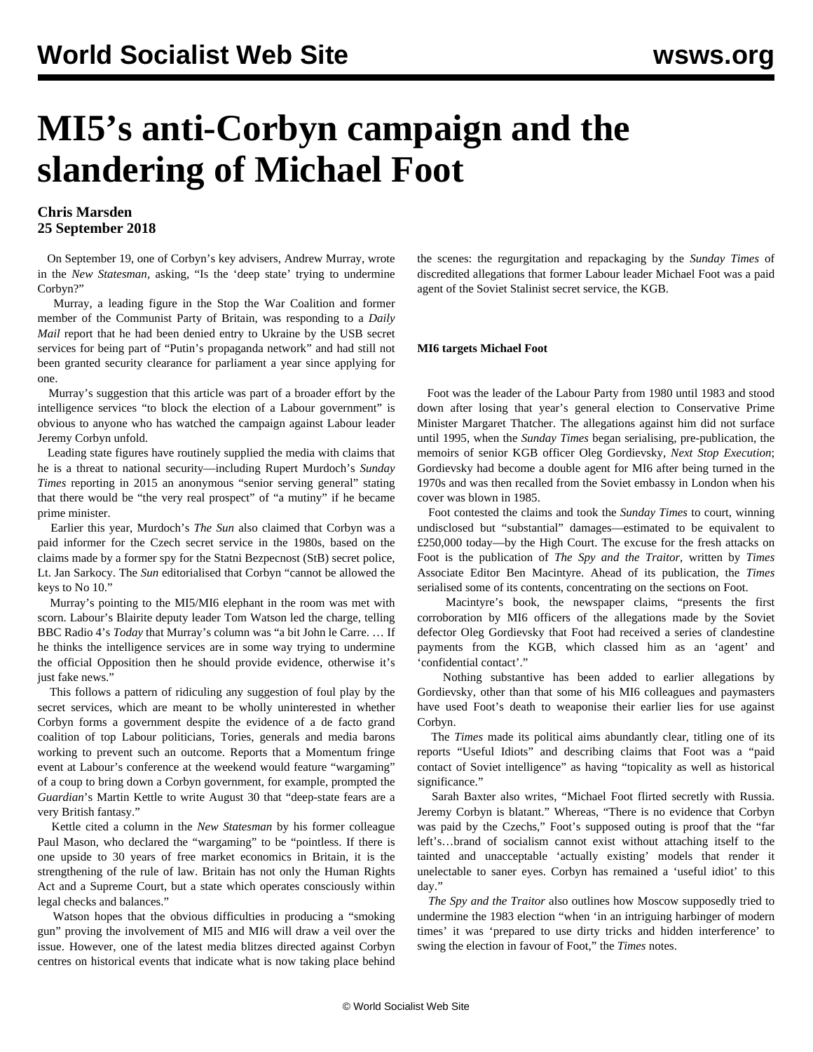# MI5's anti-Corbyn campaign and the slandering of Michael Foot

**Chris Marsden**
**25 September 2018**

On September 19, one of Corbyn's key advisers, Andrew Murray, wrote in the *New Statesman*, asking, "Is the 'deep state' trying to undermine Corbyn?"

Murray, a leading figure in the Stop the War Coalition and former member of the Communist Party of Britain, was responding to a *Daily Mail* report that he had been denied entry to Ukraine by the USB secret services for being part of "Putin's propaganda network" and had still not been granted security clearance for parliament a year since applying for one.

Murray's suggestion that this article was part of a broader effort by the intelligence services "to block the election of a Labour government" is obvious to anyone who has watched the campaign against Labour leader Jeremy Corbyn unfold.

Leading state figures have routinely supplied the media with claims that he is a threat to national security—including Rupert Murdoch's *Sunday Times* reporting in 2015 an anonymous "senior serving general" stating that there would be "the very real prospect" of "a mutiny" if he became prime minister.

Earlier this year, Murdoch's *The Sun* also claimed that Corbyn was a paid informer for the Czech secret service in the 1980s, based on the claims made by a former spy for the Statni Bezpecnost (StB) secret police, Lt. Jan Sarkocy. The *Sun* editorialised that Corbyn "cannot be allowed the keys to No 10."

Murray's pointing to the MI5/MI6 elephant in the room was met with scorn. Labour's Blairite deputy leader Tom Watson led the charge, telling BBC Radio 4's *Today* that Murray's column was "a bit John le Carre. … If he thinks the intelligence services are in some way trying to undermine the official Opposition then he should provide evidence, otherwise it's just fake news."

This follows a pattern of ridiculing any suggestion of foul play by the secret services, which are meant to be wholly uninterested in whether Corbyn forms a government despite the evidence of a de facto grand coalition of top Labour politicians, Tories, generals and media barons working to prevent such an outcome. Reports that a Momentum fringe event at Labour's conference at the weekend would feature "wargaming" of a coup to bring down a Corbyn government, for example, prompted the *Guardian*'s Martin Kettle to write August 30 that "deep-state fears are a very British fantasy."

Kettle cited a column in the *New Statesman* by his former colleague Paul Mason, who declared the "wargaming" to be "pointless. If there is one upside to 30 years of free market economics in Britain, it is the strengthening of the rule of law. Britain has not only the Human Rights Act and a Supreme Court, but a state which operates consciously within legal checks and balances."

Watson hopes that the obvious difficulties in producing a "smoking gun" proving the involvement of MI5 and MI6 will draw a veil over the issue. However, one of the latest media blitzes directed against Corbyn centres on historical events that indicate what is now taking place behind the scenes: the regurgitation and repackaging by the *Sunday Times* of discredited allegations that former Labour leader Michael Foot was a paid agent of the Soviet Stalinist secret service, the KGB.

**MI6 targets Michael Foot**

Foot was the leader of the Labour Party from 1980 until 1983 and stood down after losing that year's general election to Conservative Prime Minister Margaret Thatcher. The allegations against him did not surface until 1995, when the *Sunday Times* began serialising, pre-publication, the memoirs of senior KGB officer Oleg Gordievsky, *Next Stop Execution*; Gordievsky had become a double agent for MI6 after being turned in the 1970s and was then recalled from the Soviet embassy in London when his cover was blown in 1985.

Foot contested the claims and took the *Sunday Times* to court, winning undisclosed but "substantial" damages—estimated to be equivalent to £250,000 today—by the High Court. The excuse for the fresh attacks on Foot is the publication of *The Spy and the Traitor*, written by *Times* Associate Editor Ben Macintyre. Ahead of its publication, the *Times* serialised some of its contents, concentrating on the sections on Foot.

Macintyre's book, the newspaper claims, "presents the first corroboration by MI6 officers of the allegations made by the Soviet defector Oleg Gordievsky that Foot had received a series of clandestine payments from the KGB, which classed him as an 'agent' and 'confidential contact'."

Nothing substantive has been added to earlier allegations by Gordievsky, other than that some of his MI6 colleagues and paymasters have used Foot's death to weaponise their earlier lies for use against Corbyn.

The *Times* made its political aims abundantly clear, titling one of its reports "Useful Idiots" and describing claims that Foot was a "paid contact of Soviet intelligence" as having "topicality as well as historical significance."

Sarah Baxter also writes, "Michael Foot flirted secretly with Russia. Jeremy Corbyn is blatant." Whereas, "There is no evidence that Corbyn was paid by the Czechs," Foot's supposed outing is proof that the "far left's…brand of socialism cannot exist without attaching itself to the tainted and unacceptable 'actually existing' models that render it unelectable to saner eyes. Corbyn has remained a 'useful idiot' to this day."

*The Spy and the Traitor* also outlines how Moscow supposedly tried to undermine the 1983 election "when 'in an intriguing harbinger of modern times' it was 'prepared to use dirty tricks and hidden interference' to swing the election in favour of Foot," the *Times* notes.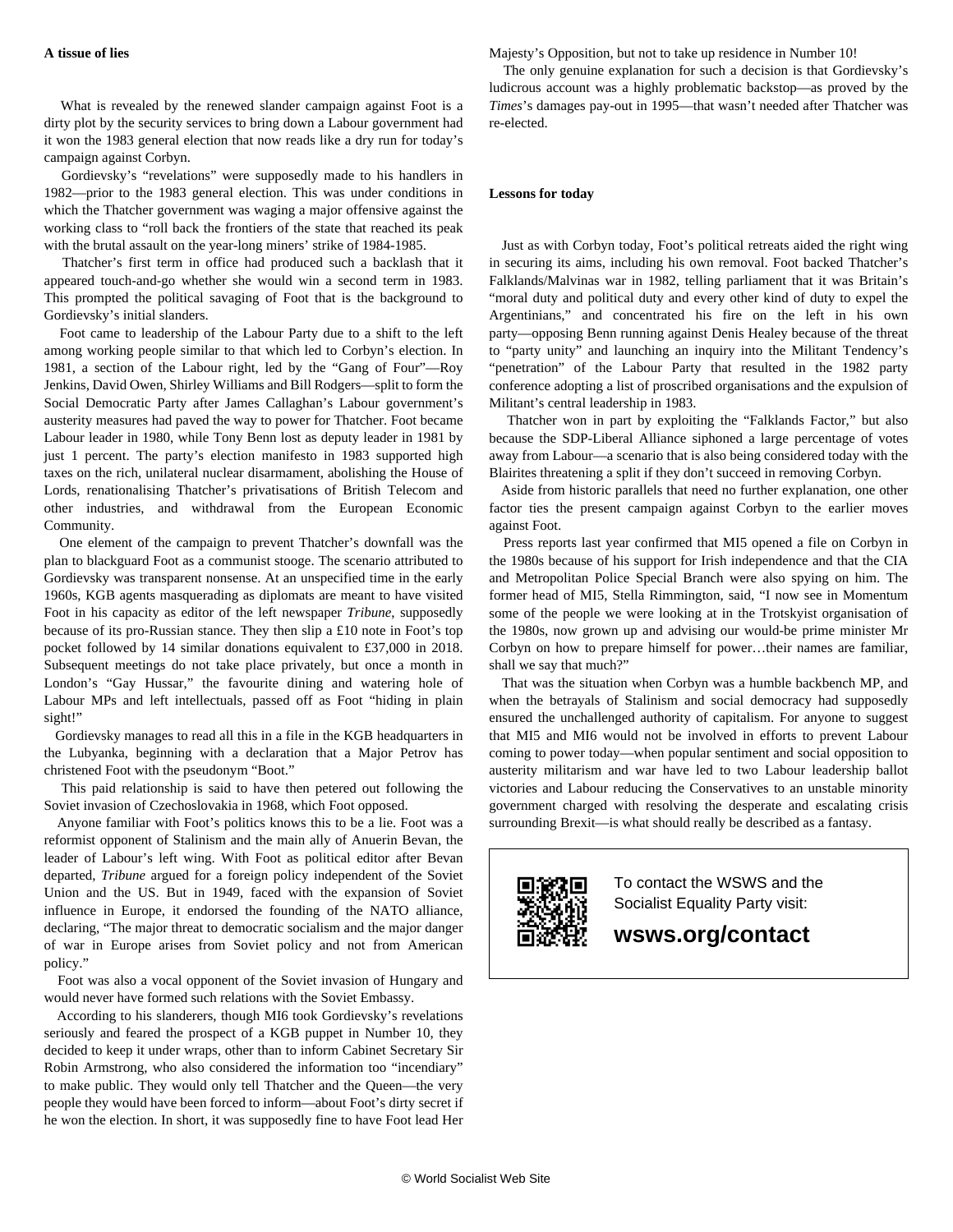**A tissue of lies**

What is revealed by the renewed slander campaign against Foot is a dirty plot by the security services to bring down a Labour government had it won the 1983 general election that now reads like a dry run for today's campaign against Corbyn.

Gordievsky's "revelations" were supposedly made to his handlers in 1982—prior to the 1983 general election. This was under conditions in which the Thatcher government was waging a major offensive against the working class to "roll back the frontiers of the state that reached its peak with the brutal assault on the year-long miners' strike of 1984-1985.

Thatcher's first term in office had produced such a backlash that it appeared touch-and-go whether she would win a second term in 1983. This prompted the political savaging of Foot that is the background to Gordievsky's initial slanders.

Foot came to leadership of the Labour Party due to a shift to the left among working people similar to that which led to Corbyn's election. In 1981, a section of the Labour right, led by the "Gang of Four"—Roy Jenkins, David Owen, Shirley Williams and Bill Rodgers—split to form the Social Democratic Party after James Callaghan's Labour government's austerity measures had paved the way to power for Thatcher. Foot became Labour leader in 1980, while Tony Benn lost as deputy leader in 1981 by just 1 percent. The party's election manifesto in 1983 supported high taxes on the rich, unilateral nuclear disarmament, abolishing the House of Lords, renationalising Thatcher's privatisations of British Telecom and other industries, and withdrawal from the European Economic Community.

One element of the campaign to prevent Thatcher's downfall was the plan to blackguard Foot as a communist stooge. The scenario attributed to Gordievsky was transparent nonsense. At an unspecified time in the early 1960s, KGB agents masquerading as diplomats are meant to have visited Foot in his capacity as editor of the left newspaper *Tribune*, supposedly because of its pro-Russian stance. They then slip a £10 note in Foot's top pocket followed by 14 similar donations equivalent to £37,000 in 2018. Subsequent meetings do not take place privately, but once a month in London's "Gay Hussar," the favourite dining and watering hole of Labour MPs and left intellectuals, passed off as Foot "hiding in plain sight!"

Gordievsky manages to read all this in a file in the KGB headquarters in the Lubyanka, beginning with a declaration that a Major Petrov has christened Foot with the pseudonym "Boot."

This paid relationship is said to have then petered out following the Soviet invasion of Czechoslovakia in 1968, which Foot opposed.

Anyone familiar with Foot's politics knows this to be a lie. Foot was a reformist opponent of Stalinism and the main ally of Anuerin Bevan, the leader of Labour's left wing. With Foot as political editor after Bevan departed, *Tribune* argued for a foreign policy independent of the Soviet Union and the US. But in 1949, faced with the expansion of Soviet influence in Europe, it endorsed the founding of the NATO alliance, declaring, "The major threat to democratic socialism and the major danger of war in Europe arises from Soviet policy and not from American policy."

Foot was also a vocal opponent of the Soviet invasion of Hungary and would never have formed such relations with the Soviet Embassy.

According to his slanderers, though MI6 took Gordievsky's revelations seriously and feared the prospect of a KGB puppet in Number 10, they decided to keep it under wraps, other than to inform Cabinet Secretary Sir Robin Armstrong, who also considered the information too "incendiary" to make public. They would only tell Thatcher and the Queen—the very people they would have been forced to inform—about Foot's dirty secret if he won the election. In short, it was supposedly fine to have Foot lead Her Majesty's Opposition, but not to take up residence in Number 10!

The only genuine explanation for such a decision is that Gordievsky's ludicrous account was a highly problematic backstop—as proved by the *Times*'s damages pay-out in 1995—that wasn't needed after Thatcher was re-elected.

**Lessons for today**

Just as with Corbyn today, Foot's political retreats aided the right wing in securing its aims, including his own removal. Foot backed Thatcher's Falklands/Malvinas war in 1982, telling parliament that it was Britain's "moral duty and political duty and every other kind of duty to expel the Argentinians," and concentrated his fire on the left in his own party—opposing Benn running against Denis Healey because of the threat to "party unity" and launching an inquiry into the Militant Tendency's "penetration" of the Labour Party that resulted in the 1982 party conference adopting a list of proscribed organisations and the expulsion of Militant's central leadership in 1983.

Thatcher won in part by exploiting the "Falklands Factor," but also because the SDP-Liberal Alliance siphoned a large percentage of votes away from Labour—a scenario that is also being considered today with the Blairites threatening a split if they don't succeed in removing Corbyn.

Aside from historic parallels that need no further explanation, one other factor ties the present campaign against Corbyn to the earlier moves against Foot.

Press reports last year confirmed that MI5 opened a file on Corbyn in the 1980s because of his support for Irish independence and that the CIA and Metropolitan Police Special Branch were also spying on him. The former head of MI5, Stella Rimmington, said, "I now see in Momentum some of the people we were looking at in the Trotskyist organisation of the 1980s, now grown up and advising our would-be prime minister Mr Corbyn on how to prepare himself for power…their names are familiar, shall we say that much?"

That was the situation when Corbyn was a humble backbench MP, and when the betrayals of Stalinism and social democracy had supposedly ensured the unchallenged authority of capitalism. For anyone to suggest that MI5 and MI6 would not be involved in efforts to prevent Labour coming to power today—when popular sentiment and social opposition to austerity militarism and war have led to two Labour leadership ballot victories and Labour reducing the Conservatives to an unstable minority government charged with resolving the desperate and escalating crisis surrounding Brexit—is what should really be described as a fantasy.

To contact the WSWS and the Socialist Equality Party visit:

**wsws.org/contact**